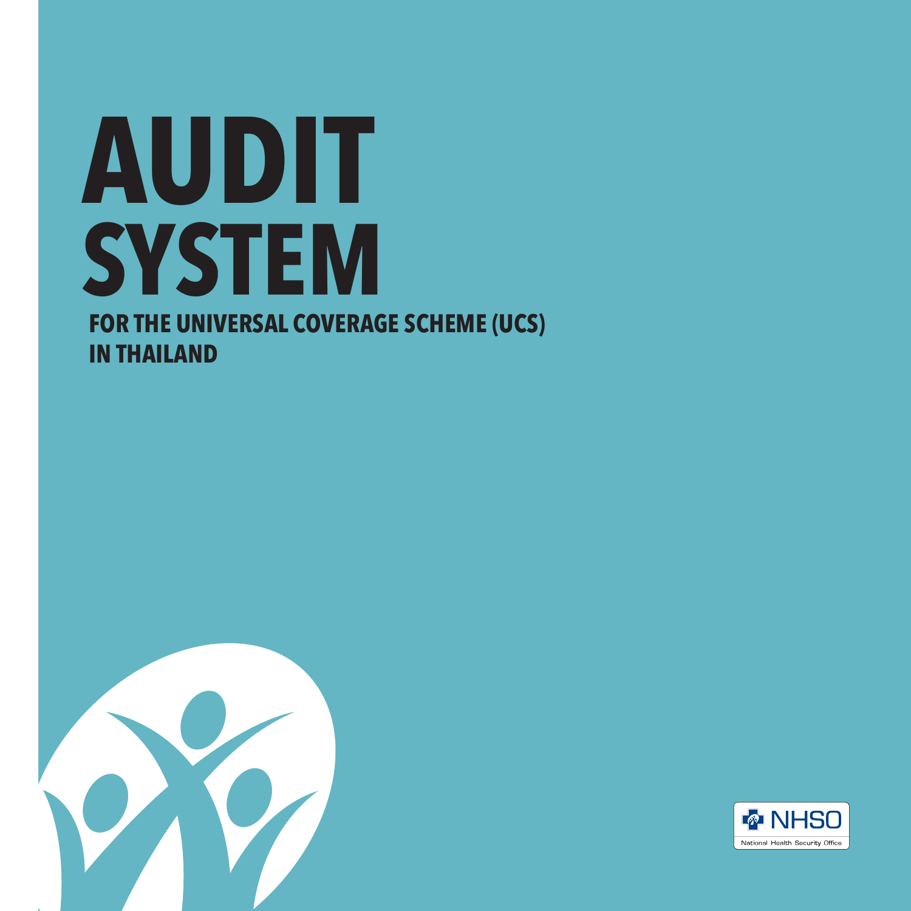# AUDIT SYSTEM

## FOR THE UNIVERSAL COVERAGE SCHEME (UCS) IN THAILAND

NHSO

National Health Security Office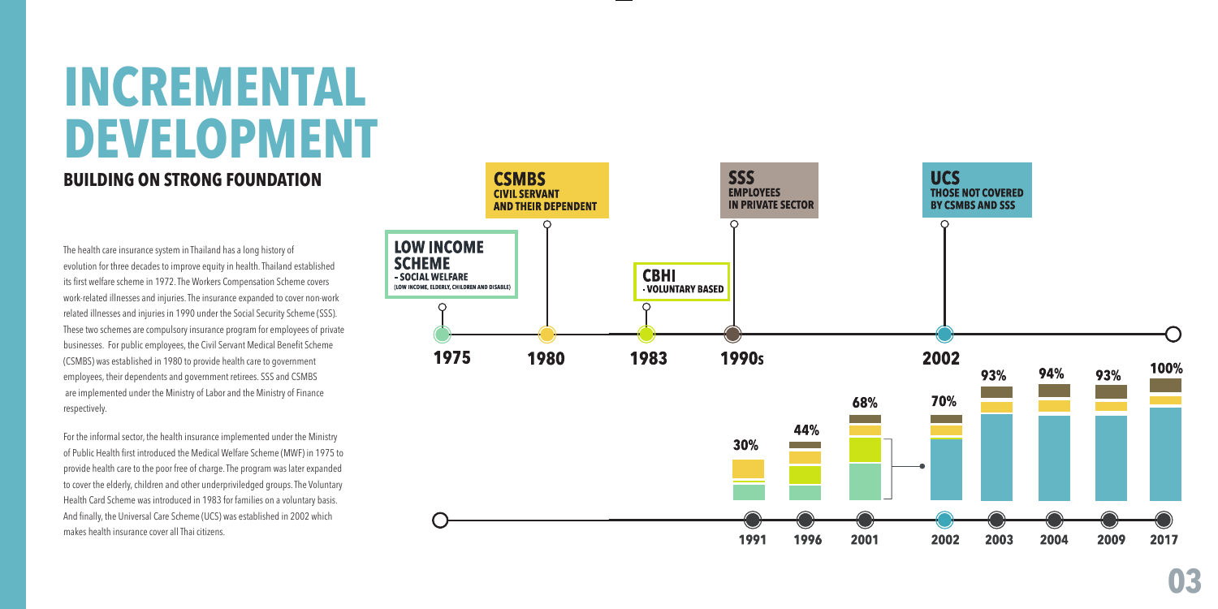# INCREMENTAL DEVELOPMENT

## BUILDING ON STRONG FOUNDATION

The health care insurance system in Thailand has a long history of evolution for three decades to improve equity in health. Thailand established its first welfare scheme in 1972. The Workers Compensation Scheme covers work-related illnesses and injuries. The insurance expanded to cover non-work related illnesses and injuries in 1990 under the Social Security Scheme (SSS). These two schemes are compulsory insurance program for employees of private businesses. For public employees, the Civil Servant Medical Benefit Scheme (CSMBS) was established in 1980 to provide health care to government employees, their dependents and government retirees. SSS and CSMBS are implemented under the Ministry of Labor and the Ministry of Finance respectively.

For the informal sector, the health insurance implemented under the Ministry of Public Health first introduced the Medical Welfare Scheme (MWF) in 1975 to provide health care to the poor free of charge. The program was later expanded to cover the elderly, children and other underpriviledged groups. The Voluntary Health Card Scheme was introduced in 1983 for families on a voluntary basis. And finally, the Universal Care Scheme (UCS) was established in 2002 which makes health insurance cover all Thai citizens.

**1975 – LOW INCOME SCHEME** – SOCIAL WELFARE (LOW INCOME, ELDERLY, CHILDREN AND DISABLE)

**1980 – CSMBS** – CIVIL SERVANT AND THEIR DEPENDENT

**1983 – CBHI** – VOLUNTARY BASED

**1990s – SSS** – EMPLOYEES IN PRIVATE SECTOR

**2002 – UCS** – THOSE NOT COVERED BY CSMBS AND SSS

| Year | 1991 | 1996 | 2001 | 2002 | 2003 | 2004 | 2009 | 2017 |
|---|---|---|---|---|---|---|---|---|
| Coverage | 30% | 44% | 68% | 70% | 93% | 94% | 93% | 100% |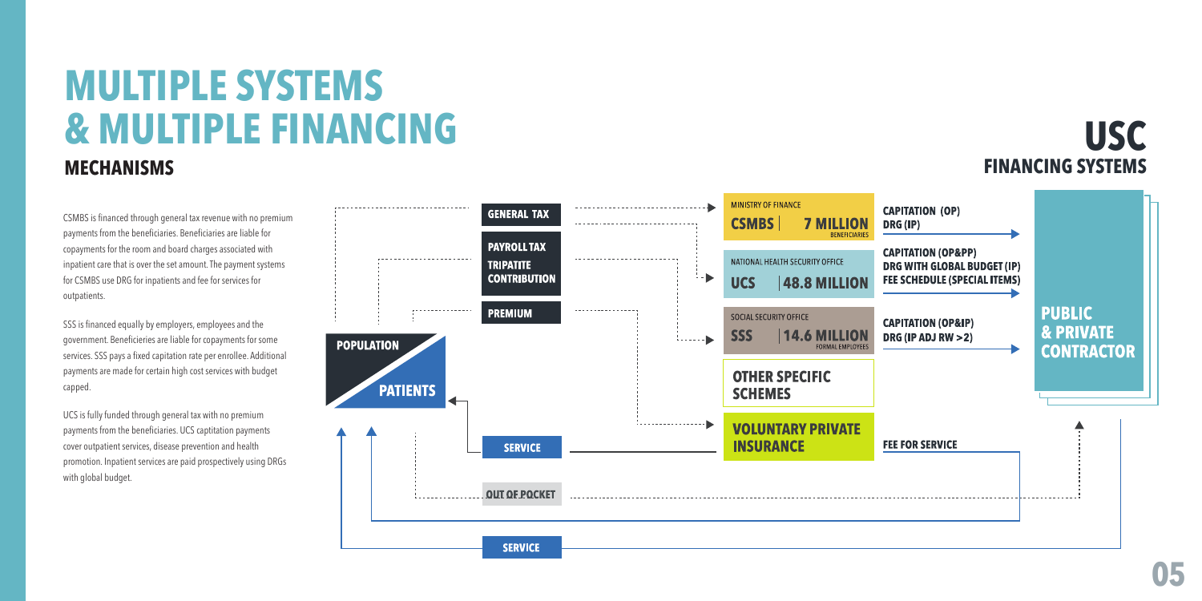# MULTIPLE SYSTEMS & MULTIPLE FINANCING

## MECHANISMS

## USC FINANCING SYSTEMS

CSMBS is financed through general tax revenue with no premium payments from the beneficiaries. Beneficiaries are liable for copayments for the room and board charges associated with inpatient care that is over the set amount. The payment systems for CSMBS use DRG for inpatients and fee for services for outpatients.

SSS is financed equally by employers, employees and the government. Beneficieries are liable for copayments for some services. SSS pays a fixed capitation rate per enrollee. Additional payments are made for certain high cost services with budget capped.

UCS is fully funded through general tax with no premium payments from the beneficiaries. UCS captitation payments cover outpatient services, disease prevention and health promotion. Inpatient services are paid prospectively using DRGs with global budget.

POPULATION

PATIENTS

GENERAL TAX

PAYROLL TAX

TRIPATITE CONTRIBUTION

PREMIUM

SERVICE

OUT OF POCKET

SERVICE

MINISTRY OF FINANCE
**CSMBS | 7 MILLION** BENEFICIARIES

NATIONAL HEALTH SECURITY OFFICE
**UCS | 48.8 MILLION**

SOCIAL SECURITY OFFICE
**SSS | 14.6 MILLION** FORMAL EMPLOYEES

**OTHER SPECIFIC SCHEMES**

**VOLUNTARY PRIVATE INSURANCE**

CAPITATION (OP)
DRG (IP)

CAPITATION (OP&PP)
DRG WITH GLOBAL BUDGET (IP)
FEE SCHEDULE (SPECIAL ITEMS)

CAPITATION (OP&IP)
DRG (IP ADJ RW >2)

FEE FOR SERVICE

**PUBLIC & PRIVATE CONTRACTOR**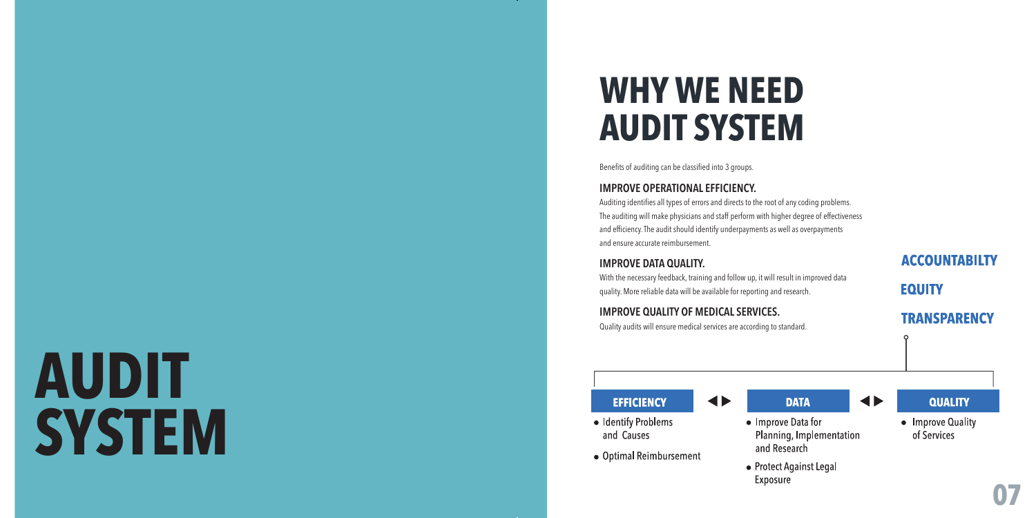# AUDIT SYSTEM

## WHY WE NEED AUDIT SYSTEM

Benefits of auditing can be classified into 3 groups.

### IMPROVE OPERATIONAL EFFICIENCY.

Auditing identifies all types of errors and directs to the root of any coding problems. The auditing will make physicians and staff perform with higher degree of effectiveness and efficiency. The audit should identify underpayments as well as overpayments and ensure accurate reimbursement.

### IMPROVE DATA QUALITY.

With the necessary feedback, training and follow up, it will result in improved data quality. More reliable data will be available for reporting and research.

### IMPROVE QUALITY OF MEDICAL SERVICES.

Quality audits will ensure medical services are according to standard.

**ACCOUNTABILTY**

**EQUITY**

**TRANSPARENCY**

**EFFICIENCY**

- Identify Problems and Causes
- Optimal Reimbursement

**DATA**

- Improve Data for Planning, Implementation and Research
- Protect Against Legal Exposure

**QUALITY**

- Improve Quality of Services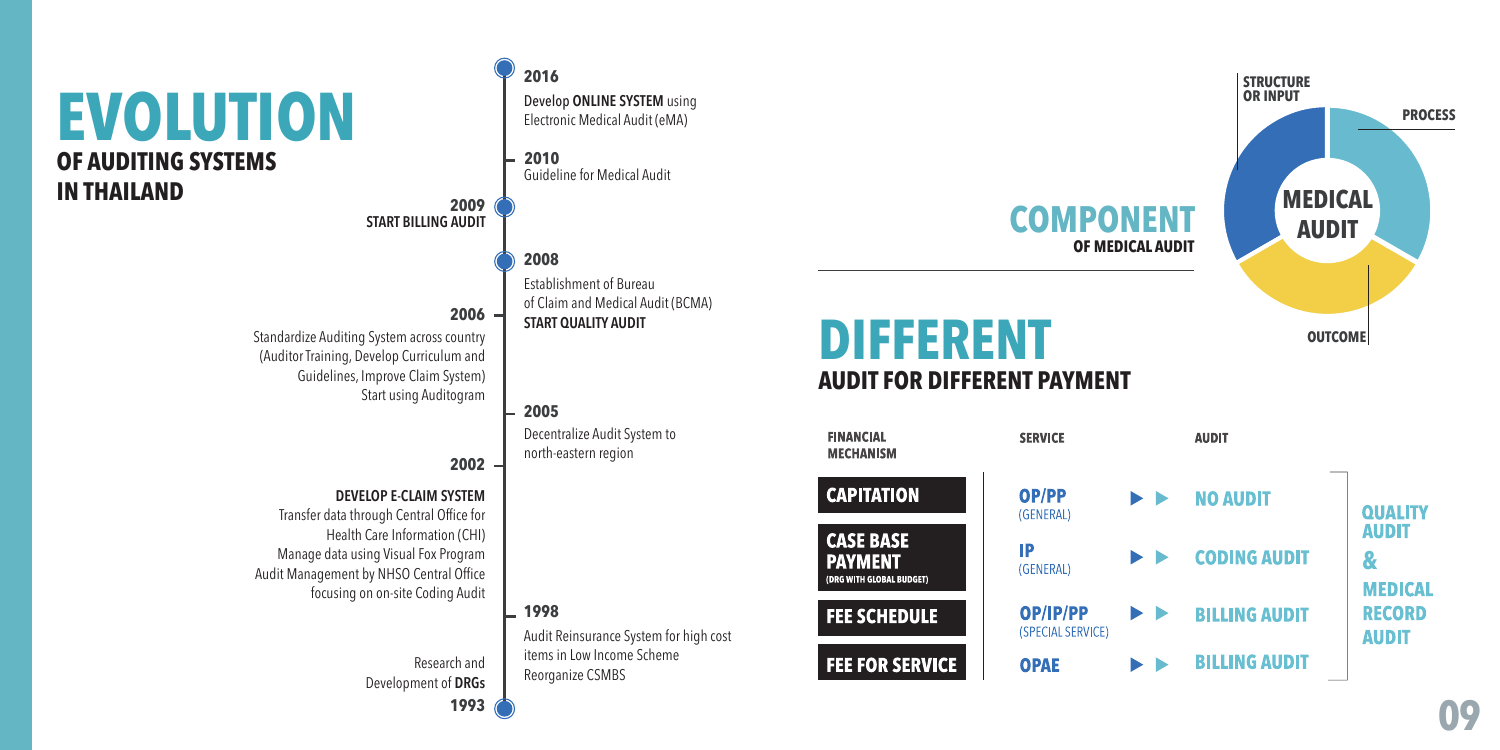# EVOLUTION
## OF AUDITING SYSTEMS IN THAILAND

**2016**
Develop **ONLINE SYSTEM** using Electronic Medical Audit (eMA)

**2010**
Guideline for Medical Audit

**2009**
**START BILLING AUDIT**

**2008**
Establishment of Bureau of Claim and Medical Audit (BCMA)
**START QUALITY AUDIT**

**2006**
Standardize Auditing System across country (Auditor Training, Develop Curriculum and Guidelines, Improve Claim System)
Start using Auditogram

**2005**
Decentralize Audit System to north-eastern region

**2002**
**DEVELOP E-CLAIM SYSTEM**
Transfer data through Central Office for Health Care Information (CHI)
Manage data using Visual Fox Program
Audit Management by NHSO Central Office focusing on on-site Coding Audit

**1998**
Audit Reinsurance System for high cost items in Low Income Scheme
Reorganize CSMBS

**1993**
Research and Development of **DRGs**

# COMPONENT
## OF MEDICAL AUDIT

**MEDICAL AUDIT**
- STRUCTURE OR INPUT
- PROCESS
- OUTCOME

# DIFFERENT
## AUDIT FOR DIFFERENT PAYMENT

| FINANCIAL MECHANISM | SERVICE | AUDIT | |
|---|---|---|---|
| CAPITATION | OP/PP (GENERAL) | NO AUDIT | QUALITY AUDIT & MEDICAL RECORD AUDIT |
| CASE BASE PAYMENT (DRG WITH GLOBAL BUDGET) | IP (GENERAL) | CODING AUDIT | |
| FEE SCHEDULE | OP/IP/PP (SPECIAL SERVICE) | BILLING AUDIT | |
| FEE FOR SERVICE | OPAE | BILLING AUDIT | |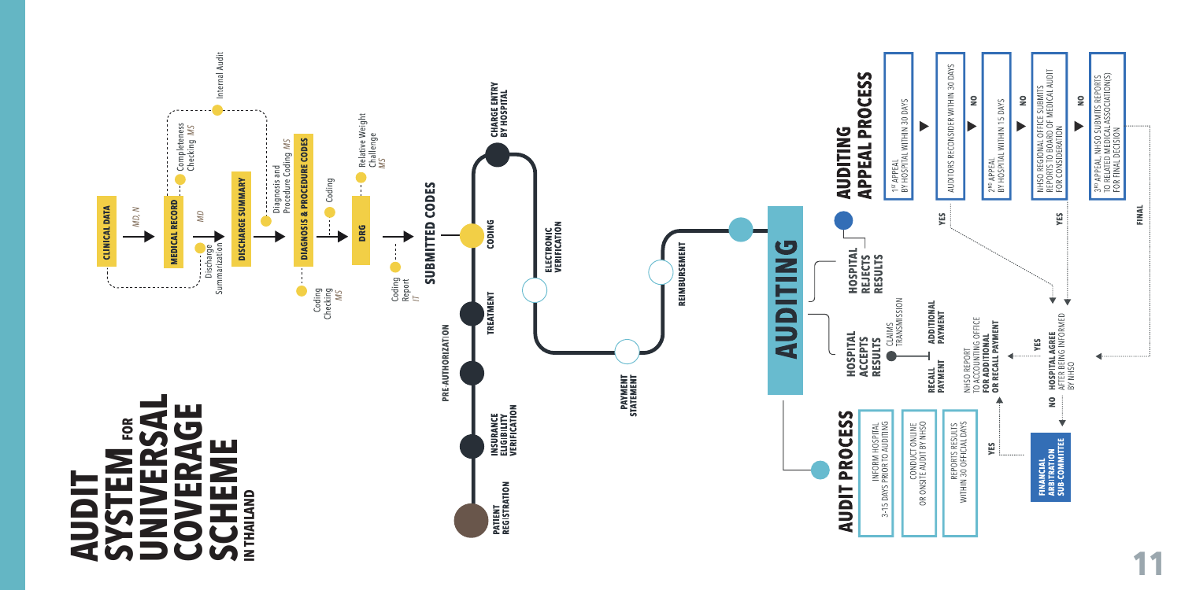# AUDIT SYSTEM FOR UNIVERSAL COVERAGE SCHEME IN THAILAND

**CLINICAL DATA** → *MD, N* → **MEDICAL RECORD** → *MD* → **DISCHARGE SUMMARY** → **DIAGNOSIS & PROCEDURE CODES** → **DRG** → **SUBMITTED CODES**

- Discharge Summarization
- Completeness Checking *MS*
- Internal Audit
- Diagnosis and Procedure Coding *MS*
- Coding Checking *MS*
- Coding
- Relative Weight Challenge *MS*
- Coding Report *IT*

**PATIENT REGISTRATION** → **INSURANCE ELIGIBILITY VERIFICATION** → **PRE-AUTHORIZATION** → **TREATMENT** → **CODING** → **CHARGE ENTRY BY HOSPITAL** → **ELECTRONIC VERIFICATION** → **PAYMENT STATEMENT** → **REIMBURSEMENT** → **AUDITING**

## AUDIT PROCESS

- INFORM HOSPITAL 3-15 DAYS PRIOR TO AUDITING
- CONDUCT ONLINE OR ONSITE AUDIT BY NHSO
- REPORTS RESULTS WITHIN 30 OFFICIAL DAYS

**HOSPITAL ACCEPTS RESULTS**

- CLAIMS TRANSMISSION
- **RECALL PAYMENT**
- **ADDITIONAL PAYMENT**

NHSO REPORT TO ACCOUNTING OFFICE **FOR ADDITIONAL OR RECALL PAYMENT**

**HOSPITAL REJECTS RESULTS**

## AUDITING APPEAL PROCESS

- 1[ST] APPEAL BY HOSPITAL WITHIN 30 DAYS
- AUDITORS RECONSIDER WITHIN 30 DAYS
  - YES
  - NO
- 2[ND] APPEAL BY HOSPITAL WITHIN 15 DAYS
  - NO
- NHSO REGIONAL OFFICE SUBMITS REPORTS TO BOARD OF MEDICAL AUDIT FOR CONSIDERATION
  - YES
  - NO
- 3[RD] APPEAL, NHSO SUBMITS REPORTS TO RELATED MEDICAL ASSOCIATION(S) FOR FINAL DECISION
  - FINAL

**HOSPITAL AGREE** AFTER BEING INFORMED BY NHSO

- YES
- NO

**FINANCIAL ARBITRATION SUB-COMMITTEE**

- YES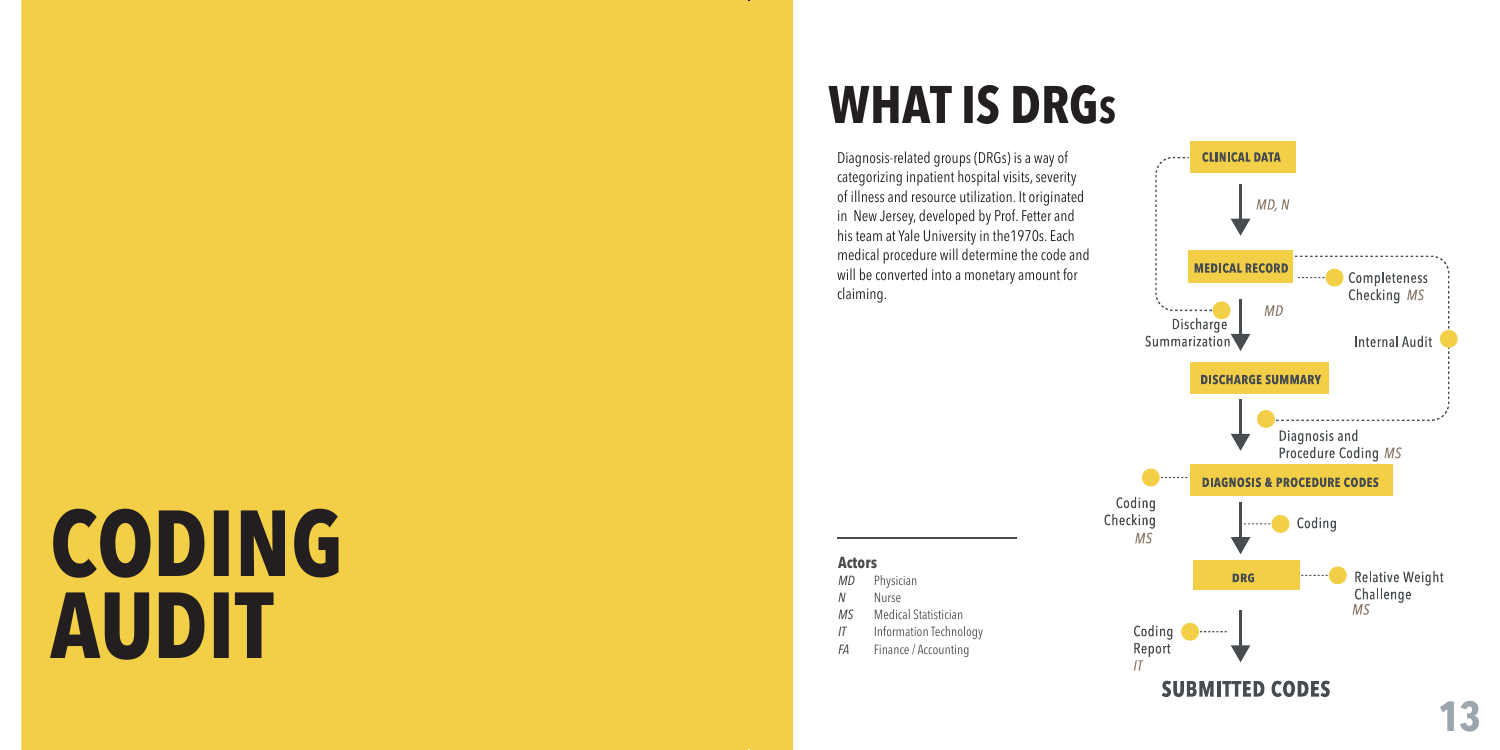# CODING AUDIT

## WHAT IS DRGs

Diagnosis-related groups (DRGs) is a way of categorizing inpatient hospital visits, severity of illness and resource utilization. It originated in New Jersey, developed by Prof. Fetter and his team at Yale University in the1970s. Each medical procedure will determine the code and will be converted into a monetary amount for claiming.

**Actors**

- *MD* Physician
- *N* Nurse
- *MS* Medical Statistician
- *IT* Information Technology
- *FA* Finance / Accounting

**CLINICAL DATA**

*MD, N*

**MEDICAL RECORD** — Completeness Checking *MS*

Discharge Summarization — *MD*

Internal Audit

**DISCHARGE SUMMARY**

Diagnosis and Procedure Coding *MS*

**DIAGNOSIS & PROCEDURE CODES**

Coding Checking *MS*

Coding

**DRG** — Relative Weight Challenge *MS*

Coding Report *IT*

**SUBMITTED CODES**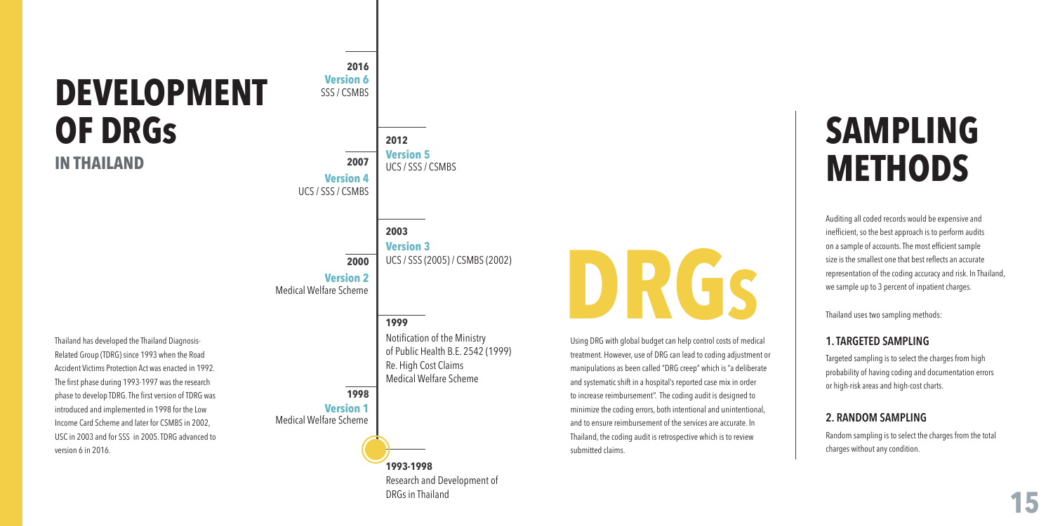# DEVELOPMENT OF DRGs

## IN THAILAND

**2016**
**Version 6**
SSS / CSMBS

**2012**
**Version 5**
UCS / SSS / CSMBS

**2007**
**Version 4**
UCS / SSS / CSMBS

**2003**
**Version 3**
UCS / SSS (2005) / CSMBS (2002)

**2000**
**Version 2**
Medical Welfare Scheme

**1999**
Notification of the Ministry of Public Health B.E. 2542 (1999) Re. High Cost Claims Medical Welfare Scheme

**1998**
**Version 1**
Medical Welfare Scheme

**1993-1998**
Research and Development of DRGs in Thailand

Thailand has developed the Thailand Diagnosis-Related Group (TDRG) since 1993 when the Road Accident Victims Protection Act was enacted in 1992. The first phase during 1993-1997 was the research phase to develop TDRG. The first version of TDRG was introduced and implemented in 1998 for the Low Income Card Scheme and later for CSMBS in 2002, USC in 2003 and for SSS in 2005. TDRG advanced to version 6 in 2016.

# DRGs

Using DRG with global budget can help control costs of medical treatment. However, use of DRG can lead to coding adjustment or manipulations as been called "DRG creep" which is "a deliberate and systematic shift in a hospital's reported case mix in order to increase reimbursement". The coding audit is designed to minimize the coding errors, both intentional and unintentional, and to ensure reimbursement of the services are accurate. In Thailand, the coding audit is retrospective which is to review submitted claims.

# SAMPLING METHODS

Auditing all coded records would be expensive and inefficient, so the best approach is to perform audits on a sample of accounts. The most efficient sample size is the smallest one that best reflects an accurate representation of the coding accuracy and risk. In Thailand, we sample up to 3 percent of inpatient charges.

Thailand uses two sampling methods:

### 1. TARGETED SAMPLING

Targeted sampling is to select the charges from high probability of having coding and documentation errors or high-risk areas and high-cost charts.

### 2. RANDOM SAMPLING

Random sampling is to select the charges from the total charges without any condition.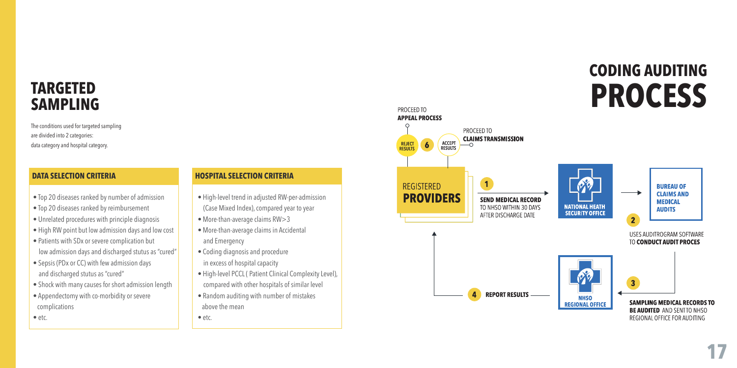# TARGETED SAMPLING

The conditions used for targeted sampling are divided into 2 categories: data category and hospital category.

### DATA SELECTION CRITERIA

- Top 20 diseases ranked by number of admission
- Top 20 diseases ranked by reimbursement
- Unrelated procedures with principle diagnosis
- High RW point but low admission days and low cost
- Patients with SDx or severe complication but low admission days and discharged stutus as "cured"
- Sepsis (PDx or CC) with few admission days and discharged stutus as "cured"
- Shock with many causes for short admission length
- Appendectomy with co-morbidity or severe complications
- etc.

### HOSPITAL SELECTION CRITERIA

- High-level trend in adjusted RW-per-admission (Case Mixed Index), compared year to year
- More-than-average claims RW>3
- More-than-average claims in Accidental and Emergency
- Coding diagnosis and procedure in excess of hospital capacity
- High-level PCCL ( Patient Clinical Complexity Level), compared with other hospitals of similar level
- Random auditing with number of mistakes above the mean
- etc.

# CODING AUDITING PROCESS

**REGISTERED PROVIDERS**

1. **SEND MEDICAL RECORD** TO NHSO WITHIN 30 DAYS AFTER DISCHARGE DATE → NATIONAL HEATH SECURITY OFFICE → **BUREAU OF CLAIMS AND MEDICAL AUDITS**
2. USES AUDITROGRAM SOFTWARE TO **CONDUCT AUDIT PROCES**
3. **SAMPLING MEDICAL RECORDS TO BE AUDITED** AND SENT TO NHSO REGIONAL OFFICE FOR AUDITING → NHSO REGIONAL OFFICE
4. **REPORT RESULTS** → REGISTERED PROVIDERS
6. **REJECT RESULTS** → PROCEED TO **APPEAL PROCESS**; **ACCEPT RESULTS** → PROCEED TO **CLAIMS TRANSMISSION**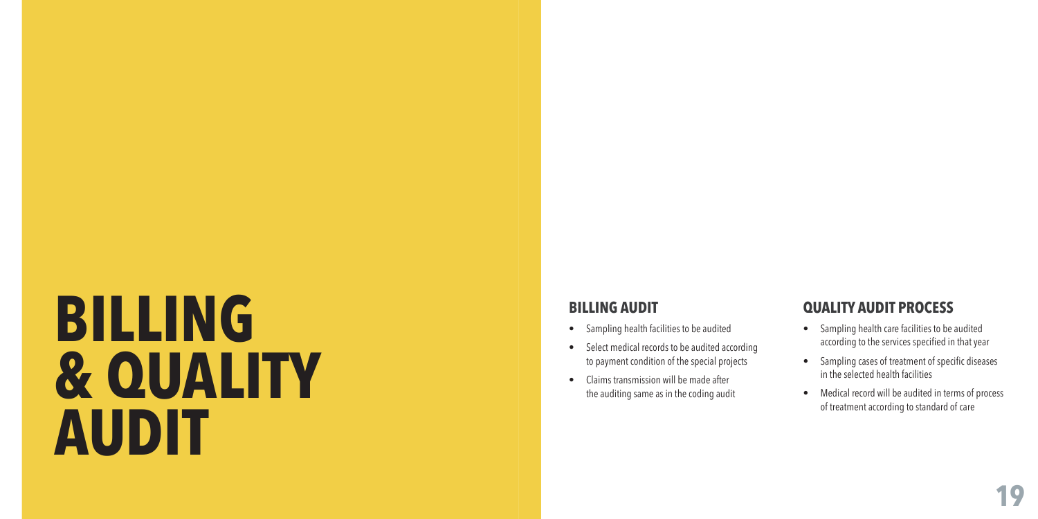# BILLING & QUALITY AUDIT

## BILLING AUDIT

- Sampling health facilities to be audited
- Select medical records to be audited according to payment condition of the special projects
- Claims transmission will be made after the auditing same as in the coding audit

## QUALITY AUDIT PROCESS

- Sampling health care facilities to be audited according to the services specified in that year
- Sampling cases of treatment of specific diseases in the selected health facilities
- Medical record will be audited in terms of process of treatment according to standard of care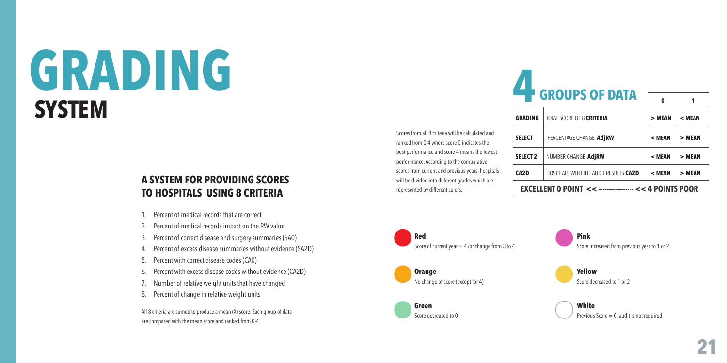# GRADING

## SYSTEM

### A SYSTEM FOR PROVIDING SCORES TO HOSPITALS USING 8 CRITERIA

1. Percent of medical records that are correct
2. Percent of medical records impact on the RW value
3. Percent of correct disease and surgery summaries (SA0)
4. Percent of excess disease summaries without evidence (SA2D)
5. Percent with correct disease codes (CA0)
6. Percent with excess disease codes without evidence (CA2D)
7. Number of relative weight units that have changed
8. Percent of change in relative weight units

All 8 criteria are sumed to produce a mean (X) score. Each group of data are compared with the mean score and ranked from 0-4.

Scores from all 8 criteria will be calculated and ranked from 0-4 where score 0 indicates the best performance and score 4 means the lowest performance. According to the comparative scores from current and previous years, hospitals will be divided into different grades which are represented by different colors.

## 4 GROUPS OF DATA

| | | 0 | 1 |
|---|---|---|---|
| **GRADING** | TOTAL SCORE OF 8 **CRITERIA** | > MEAN | < MEAN |
| **SELECT** | PERCENTAGE CHANGE **AdjRW** | < MEAN | > MEAN |
| **SELECT 2** | NUMBER CHANGE **AdjRW** | < MEAN | > MEAN |
| **CA2D** | HOSPITALS WITH THE AUDIT RESULTS **CA2D** | < MEAN | > MEAN |

**EXCELLENT 0 POINT << ---------------- << 4 POINTS POOR**

**Red**
Score of current year = 4 /or change from 3 to 4

**Orange**
No change of score (except for 4)

**Green**
Score decreased to 0

**Pink**
Score increased from previous year to 1 or 2

**Yellow**
Score decreased to 1 or 2

**White**
Previous Score = 0, audit is not required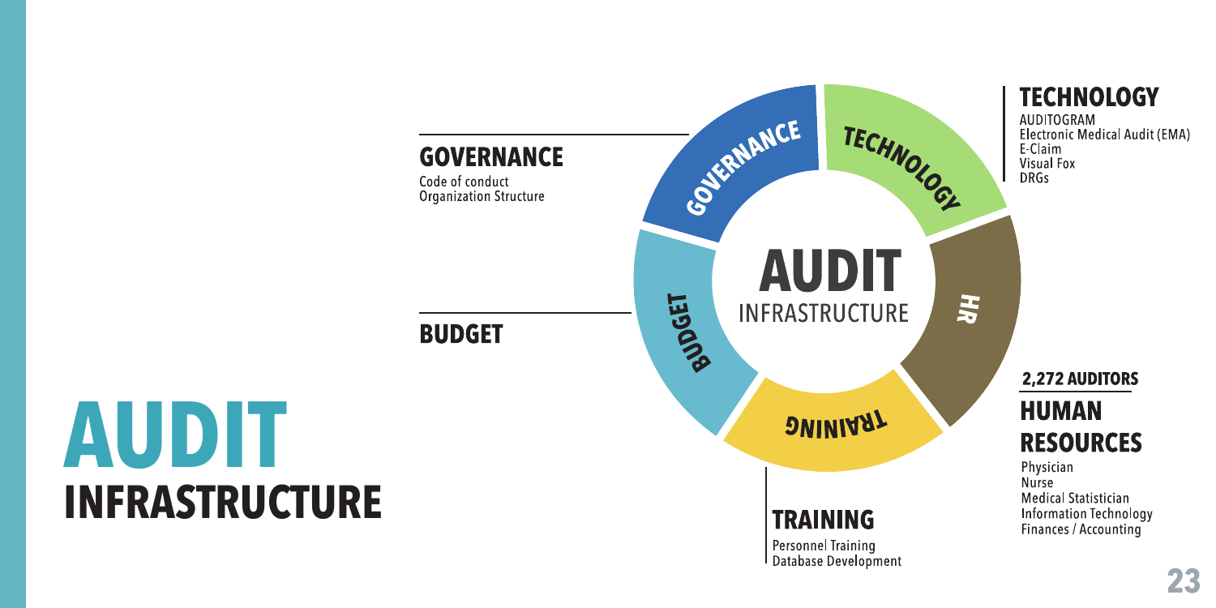# AUDIT INFRASTRUCTURE

## AUDIT INFRASTRUCTURE

### GOVERNANCE

Code of conduct
Organization Structure

### BUDGET

### TECHNOLOGY

AUDITOGRAM
Electronic Medical Audit (EMA)
E-Claim
Visual Fox
DRGs

**2,272 AUDITORS**

### HUMAN RESOURCES

Physician
Nurse
Medical Statistician
Information Technology
Finances / Accounting

### TRAINING

Personnel Training
Database Development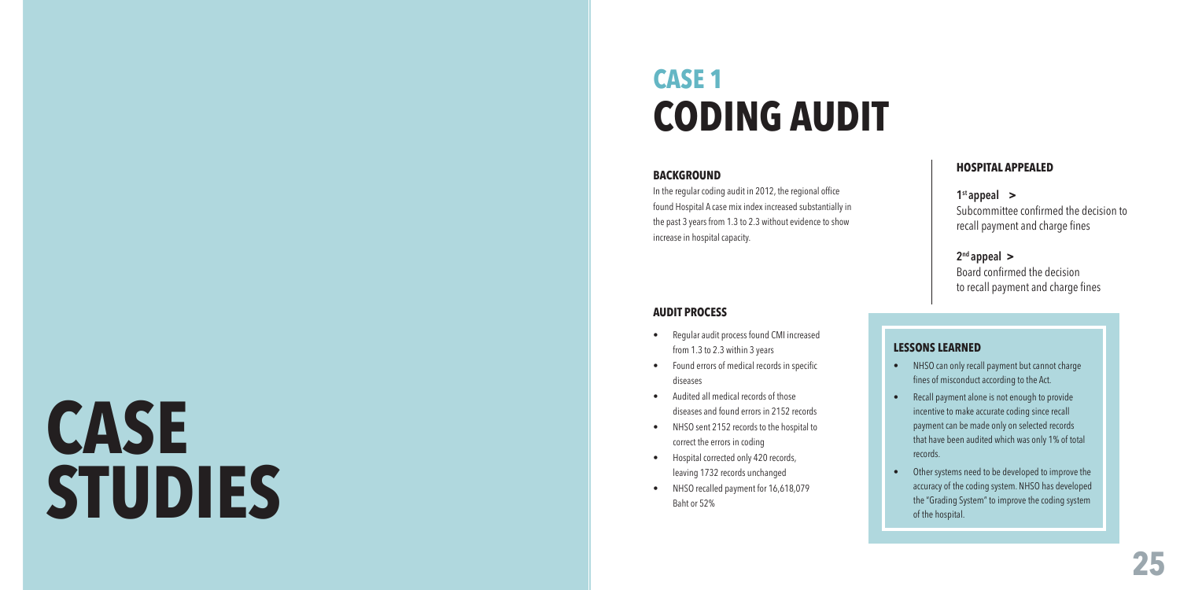# CASE STUDIES

## CASE 1
# CODING AUDIT

### BACKGROUND

In the regular coding audit in 2012, the regional office found Hospital A case mix index increased substantially in the past 3 years from 1.3 to 2.3 without evidence to show increase in hospital capacity.

### AUDIT PROCESS

- Regular audit process found CMI increased from 1.3 to 2.3 within 3 years
- Found errors of medical records in specific diseases
- Audited all medical records of those diseases and found errors in 2152 records
- NHSO sent 2152 records to the hospital to correct the errors in coding
- Hospital corrected only 420 records, leaving 1732 records unchanged
- NHSO recalled payment for 16,618,079 Baht or 52%

### HOSPITAL APPEALED

**1st appeal >**
Subcommittee confirmed the decision to recall payment and charge fines

**2nd appeal >**
Board confirmed the decision to recall payment and charge fines

### LESSONS LEARNED

- NHSO can only recall payment but cannot charge fines of misconduct according to the Act.
- Recall payment alone is not enough to provide incentive to make accurate coding since recall payment can be made only on selected records that have been audited which was only 1% of total records.
- Other systems need to be developed to improve the accuracy of the coding system. NHSO has developed the "Grading System" to improve the coding system of the hospital.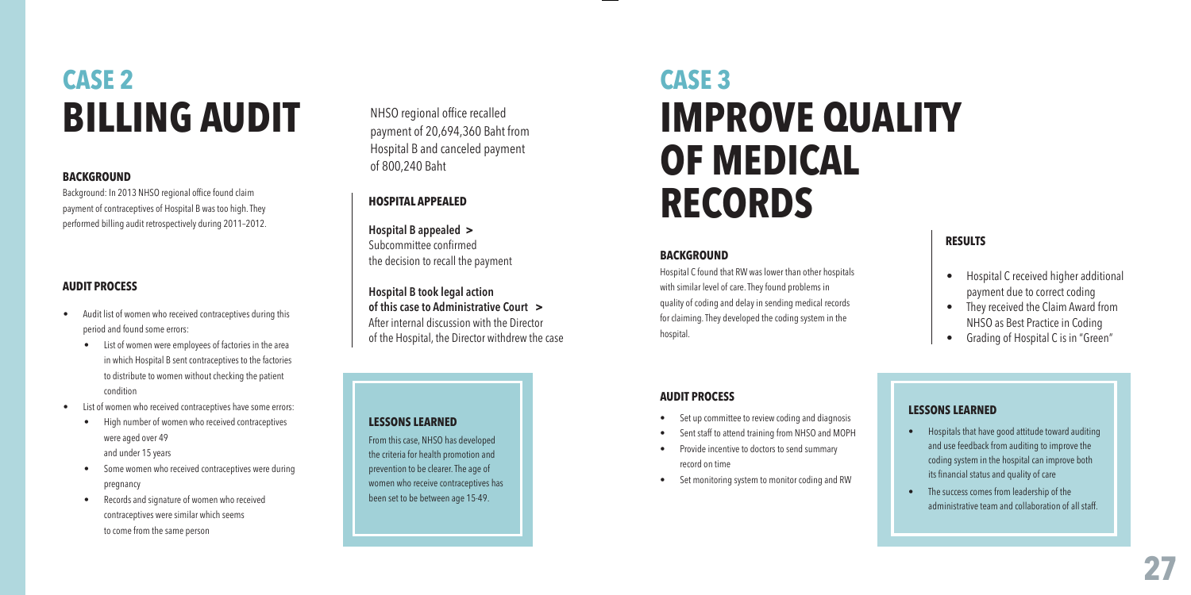# CASE 2
# BILLING AUDIT

### BACKGROUND

Background: In 2013 NHSO regional office found claim payment of contraceptives of Hospital B was too high. They performed billing audit retrospectively during 2011–2012.

### AUDIT PROCESS

- Audit list of women who received contraceptives during this period and found some errors:
  - List of women were employees of factories in the area in which Hospital B sent contraceptives to the factories to distribute to women without checking the patient condition
- List of women who received contraceptives have some errors:
  - High number of women who received contraceptives were aged over 49 and under 15 years
  - Some women who received contraceptives were during pregnancy
  - Records and signature of women who received contraceptives were similar which seems to come from the same person

NHSO regional office recalled payment of 20,694,360 Baht from Hospital B and canceled payment of 800,240 Baht

### HOSPITAL APPEALED

**Hospital B appealed >**
Subcommittee confirmed the decision to recall the payment

**Hospital B took legal action of this case to Administrative Court >**
After internal discussion with the Director of the Hospital, the Director withdrew the case

### LESSONS LEARNED

From this case, NHSO has developed the criteria for health promotion and prevention to be clearer. The age of women who receive contraceptives has been set to be between age 15-49.

# CASE 3
# IMPROVE QUALITY OF MEDICAL RECORDS

### BACKGROUND

Hospital C found that RW was lower than other hospitals with similar level of care. They found problems in quality of coding and delay in sending medical records for claiming. They developed the coding system in the hospital.

### AUDIT PROCESS

- Set up committee to review coding and diagnosis
- Sent staff to attend training from NHSO and MOPH
- Provide incentive to doctors to send summary record on time
- Set monitoring system to monitor coding and RW

### RESULTS

- Hospital C received higher additional payment due to correct coding
- They received the Claim Award from NHSO as Best Practice in Coding
- Grading of Hospital C is in "Green"

### LESSONS LEARNED

- Hospitals that have good attitude toward auditing and use feedback from auditing to improve the coding system in the hospital can improve both its financial status and quality of care
- The success comes from leadership of the administrative team and collaboration of all staff.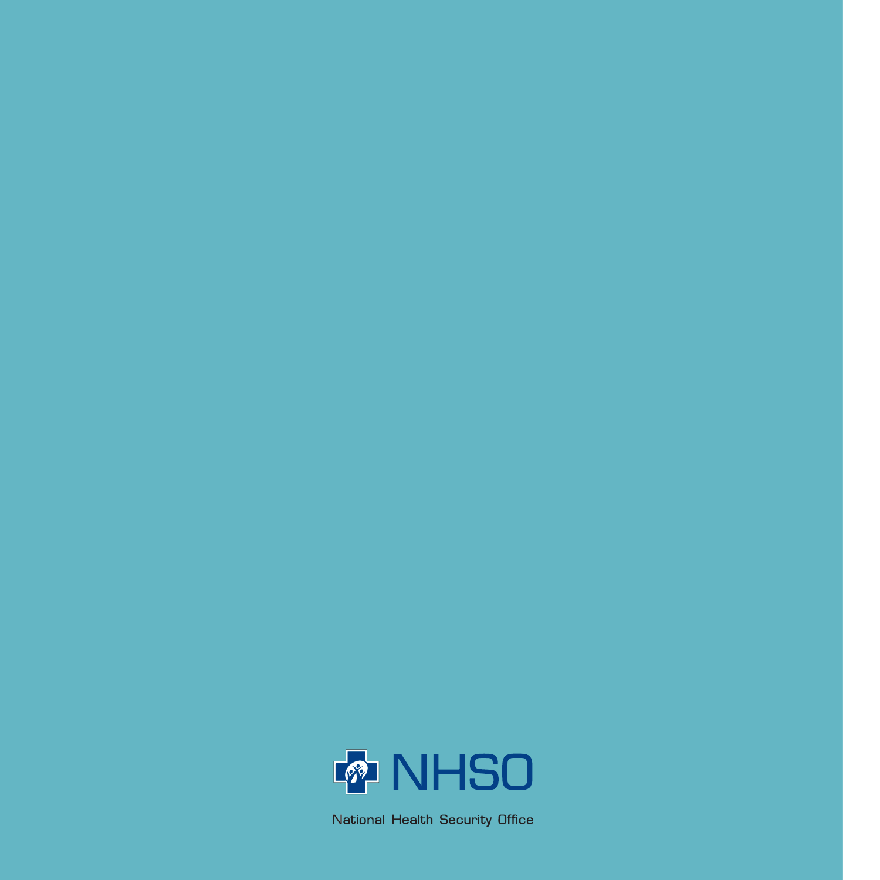NHSO

National Health Security Office